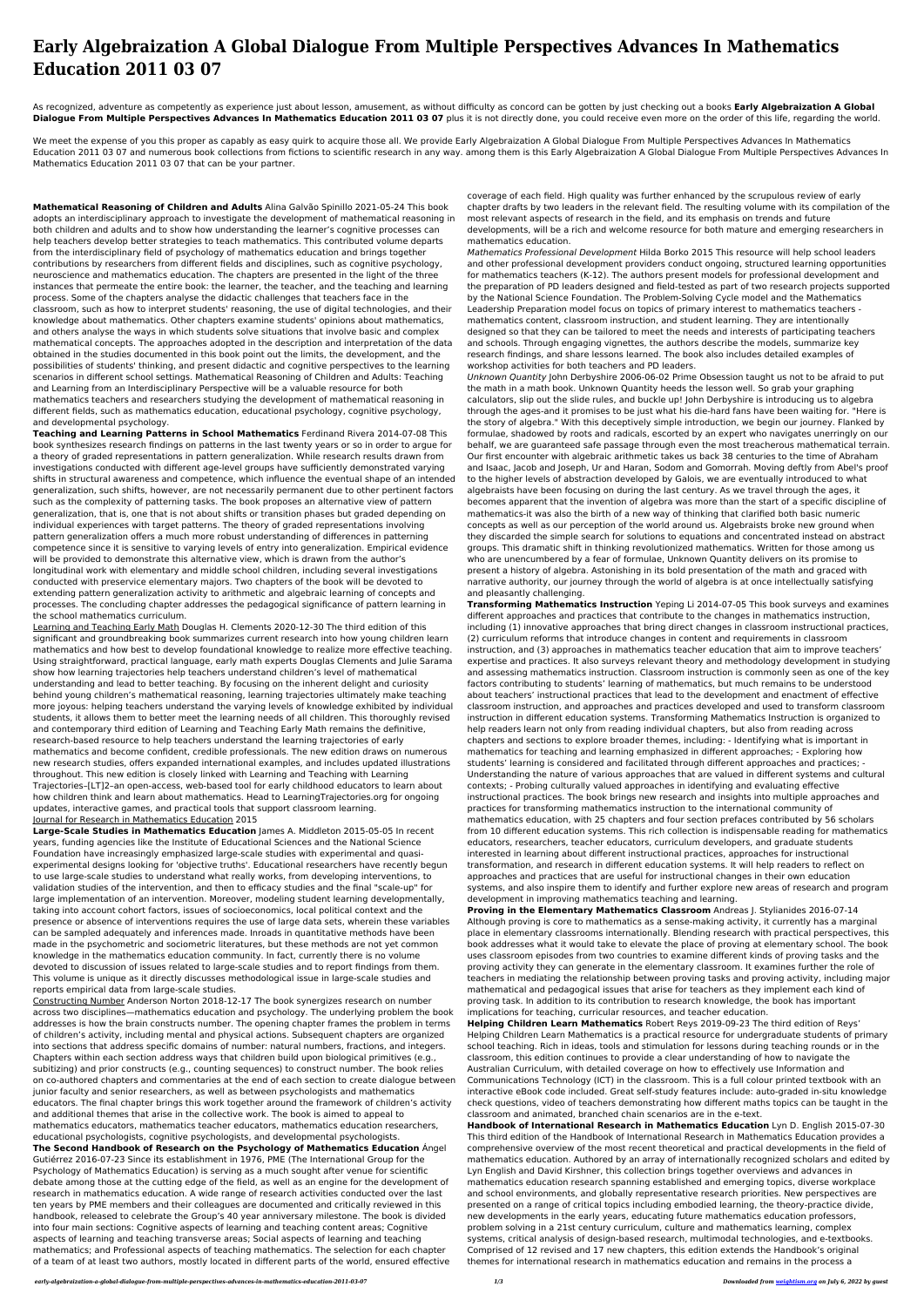# Early Algebraization A Global Dialogue From Multiple Perspectives Advances In Mathematics Education 2011 03 07

As recognized, adventure as competently as experience just about lesson, amusement, as without difficulty as concord can be gotten by just checking out a books **Early Algebraization A Global Dialogue From Multiple Perspectives Advances In Mathematics Education 2011 03 07** plus it is not directly done, you could receive even more on the order of this life, regarding the world.

We meet the expense of you this proper as capably as easy quirk to acquire those all. We provide Early Algebraization A Global Dialogue From Multiple Perspectives Advances In Mathematics Education 2011 03 07 and numerous book collections from fictions to scientific research in any way. among them is this Early Algebraization A Global Dialogue From Multiple Perspectives Advances In Mathematics Education 2011 03 07 that can be your partner.

**Mathematical Reasoning of Children and Adults** Alina Galvão Spinillo 2021-05-24 This book adopts an interdisciplinary approach to investigate the development of mathematical reasoning in both children and adults and to show how understanding the learner's cognitive processes can help teachers develop better strategies to teach mathematics. This contributed volume departs from the interdisciplinary field of psychology of mathematics education and brings together contributions by researchers from different fields and disciplines, such as cognitive psychology, neuroscience and mathematics education. The chapters are presented in the light of the three instances that permeate the entire book: the learner, the teacher, and the teaching and learning process. Some of the chapters analyse the didactic challenges that teachers face in the classroom, such as how to interpret students' reasoning, the use of digital technologies, and their knowledge about mathematics. Other chapters examine students' opinions about mathematics, and others analyse the ways in which students solve situations that involve basic and complex mathematical concepts. The approaches adopted in the description and interpretation of the data obtained in the studies documented in this book point out the limits, the development, and the possibilities of students' thinking, and present didactic and cognitive perspectives to the learning scenarios in different school settings. Mathematical Reasoning of Children and Adults: Teaching and Learning from an Interdisciplinary Perspective will be a valuable resource for both mathematics teachers and researchers studying the development of mathematical reasoning in different fields, such as mathematics education, educational psychology, cognitive psychology, and developmental psychology.

**Teaching and Learning Patterns in School Mathematics** Ferdinand Rivera 2014-07-08 This book synthesizes research findings on patterns in the last twenty years or so in order to argue for a theory of graded representations in pattern generalization. While research results drawn from investigations conducted with different age-level groups have sufficiently demonstrated varying shifts in structural awareness and competence, which influence the eventual shape of an intended generalization, such shifts, however, are not necessarily permanent due to other pertinent factors such as the complexity of patterning tasks. The book proposes an alternative view of pattern generalization, that is, one that is not about shifts or transition phases but graded depending on individual experiences with target patterns. The theory of graded representations involving pattern generalization offers a much more robust understanding of differences in patterning competence since it is sensitive to varying levels of entry into generalization. Empirical evidence will be provided to demonstrate this alternative view, which is drawn from the author's longitudinal work with elementary and middle school children, including several investigations conducted with preservice elementary majors. Two chapters of the book will be devoted to extending pattern generalization activity to arithmetic and algebraic learning of concepts and processes. The concluding chapter addresses the pedagogical significance of pattern learning in the school mathematics curriculum.

Learning and Teaching Early Math Douglas H. Clements 2020-12-30 The third edition of this significant and groundbreaking book summarizes current research into how young children learn mathematics and how best to develop foundational knowledge to realize more effective teaching. Using straightforward, practical language, early math experts Douglas Clements and Julie Sarama show how learning trajectories help teachers understand children's level of mathematical understanding and lead to better teaching. By focusing on the inherent delight and curiosity behind young children's mathematical reasoning, learning trajectories ultimately make teaching more joyous: helping teachers understand the varying levels of knowledge exhibited by individual students, it allows them to better meet the learning needs of all children. This thoroughly revised and contemporary third edition of Learning and Teaching Early Math remains the definitive, research-based resource to help teachers understand the learning trajectories of early mathematics and become confident, credible professionals. The new edition draws on numerous new research studies, offers expanded international examples, and includes updated illustrations throughout. This new edition is closely linked with Learning and Teaching with Learning Trajectories–[LT]2–an open-access, web-based tool for early childhood educators to learn about how children think and learn about mathematics. Head to LearningTrajectories.org for ongoing updates, interactive games, and practical tools that support classroom learning.

Journal for Research in Mathematics Education 2015

**Large-Scale Studies in Mathematics Education** James A. Middleton 2015-05-05 In recent years, funding agencies like the Institute of Educational Sciences and the National Science Foundation have increasingly emphasized large-scale studies with experimental and quasi-experimental designs looking for 'objective truths'. Educational researchers have recently begun to use large-scale studies to understand what really works, from developing interventions, to validation studies of the intervention, and then to efficacy studies and the final "scale-up" for large implementation of an intervention. Moreover, modeling student learning developmentally, taking into account cohort factors, issues of socioeconomics, local political context and the presence or absence of interventions requires the use of large data sets, wherein these variables can be sampled adequately and inferences made. Inroads in quantitative methods have been made in the psychometric and sociometric literatures, but these methods are not yet common knowledge in the mathematics education community. In fact, currently there is no volume devoted to discussion of issues related to large-scale studies and to report findings from them. This volume is unique as it directly discusses methodological issue in large-scale studies and reports empirical data from large-scale studies.

Constructing Number Anderson Norton 2018-12-17 The book synergizes research on number across two disciplines—mathematics education and psychology. The underlying problem the book addresses is how the brain constructs number. The opening chapter frames the problem in terms of children's activity, including mental and physical actions. Subsequent chapters are organized into sections that address specific domains of number: natural numbers, fractions, and integers. Chapters within each section address ways that children build upon biological primitives (e.g., subitizing) and prior constructs (e.g., counting sequences) to construct number. The book relies on co-authored chapters and commentaries at the end of each section to create dialogue between junior faculty and senior researchers, as well as between psychologists and mathematics educators. The final chapter brings this work together around the framework of children's activity and additional themes that arise in the collective work. The book is aimed to appeal to mathematics educators, mathematics teacher educators, mathematics education researchers, educational psychologists, cognitive psychologists, and developmental psychologists.

**The Second Handbook of Research on the Psychology of Mathematics Education** Ángel Gutiérrez 2016-07-23 Since its establishment in 1976, PME (The International Group for the Psychology of Mathematics Education) is serving as a much sought after venue for scientific debate among those at the cutting edge of the field, as well as an engine for the development of research in mathematics education. A wide range of research activities conducted over the last ten years by PME members and their colleagues are documented and critically reviewed in this handbook, released to celebrate the Group's 40 year anniversary milestone. The book is divided into four main sections: Cognitive aspects of learning and teaching content areas; Cognitive aspects of learning and teaching transverse areas; Social aspects of learning and teaching mathematics; and Professional aspects of teaching mathematics. The selection for each chapter of a team of at least two authors, mostly located in different parts of the world, ensured effective coverage of each field. High quality was further enhanced by the scrupulous review of early chapter drafts by two leaders in the relevant field. The resulting volume with its compilation of the most relevant aspects of research in the field, and its emphasis on trends and future developments, will be a rich and welcome resource for both mature and emerging researchers in mathematics education.

*Mathematics Professional Development* Hilda Borko 2015 This resource will help school leaders and other professional development providers conduct ongoing, structured learning opportunities for mathematics teachers (K-12). The authors present models for professional development and the preparation of PD leaders designed and field-tested as part of two research projects supported by the National Science Foundation. The Problem-Solving Cycle model and the Mathematics Leadership Preparation model focus on topics of primary interest to mathematics teachers - mathematics content, classroom instruction, and student learning. They are intentionally designed so that they can be tailored to meet the needs and interests of participating teachers and schools. Through engaging vignettes, the authors describe the models, summarize key research findings, and share lessons learned. The book also includes detailed examples of workshop activities for both teachers and PD leaders.

*Unknown Quantity* John Derbyshire 2006-06-02 Prime Obsession taught us not to be afraid to put the math in a math book. Unknown Quantity heeds the lesson well. So grab your graphing calculators, slip out the slide rules, and buckle up! John Derbyshire is introducing us to algebra through the ages-and it promises to be just what his die-hard fans have been waiting for. "Here is the story of algebra." With this deceptively simple introduction, we begin our journey. Flanked by formulae, shadowed by roots and radicals, escorted by an expert who navigates unerringly on our behalf, we are guaranteed safe passage through even the most treacherous mathematical terrain. Our first encounter with algebraic arithmetic takes us back 38 centuries to the time of Abraham and Isaac, Jacob and Joseph, Ur and Haran, Sodom and Gomorrah. Moving deftly from Abel's proof to the higher levels of abstraction developed by Galois, we are eventually introduced to what algebraists have been focusing on during the last century. As we travel through the ages, it becomes apparent that the invention of algebra was more than the start of a specific discipline of mathematics-it was also the birth of a new way of thinking that clarified both basic numeric concepts as well as our perception of the world around us. Algebraists broke new ground when they discarded the simple search for solutions to equations and concentrated instead on abstract groups. This dramatic shift in thinking revolutionized mathematics. Written for those among us who are unencumbered by a fear of formulae, Unknown Quantity delivers on its promise to present a history of algebra. Astonishing in its bold presentation of the math and graced with narrative authority, our journey through the world of algebra is at once intellectually satisfying and pleasantly challenging.

**Transforming Mathematics Instruction** Yeping Li 2014-07-05 This book surveys and examines different approaches and practices that contribute to the changes in mathematics instruction, including (1) innovative approaches that bring direct changes in classroom instructional practices, (2) curriculum reforms that introduce changes in content and requirements in classroom instruction, and (3) approaches in mathematics teacher education that aim to improve teachers' expertise and practices. It also surveys relevant theory and methodology development in studying and assessing mathematics instruction. Classroom instruction is commonly seen as one of the key factors contributing to students' learning of mathematics, but much remains to be understood about teachers' instructional practices that lead to the development and enactment of effective classroom instruction, and approaches and practices developed and used to transform classroom instruction in different education systems. Transforming Mathematics Instruction is organized to help readers learn not only from reading individual chapters, but also from reading across chapters and sections to explore broader themes, including: - Identifying what is important in mathematics for teaching and learning emphasized in different approaches; - Exploring how students' learning is considered and facilitated through different approaches and practices; - Understanding the nature of various approaches that are valued in different systems and cultural contexts; - Probing culturally valued approaches in identifying and evaluating effective instructional practices. The book brings new research and insights into multiple approaches and practices for transforming mathematics instruction to the international community of mathematics education, with 25 chapters and four section prefaces contributed by 56 scholars from 10 different education systems. This rich collection is indispensable reading for mathematics educators, researchers, teacher educators, curriculum developers, and graduate students interested in learning about different instructional practices, approaches for instructional transformation, and research in different education systems. It will help readers to reflect on approaches and practices that are useful for instructional changes in their own education systems, and also inspire them to identify and further explore new areas of research and program development in improving mathematics teaching and learning.

**Proving in the Elementary Mathematics Classroom** Andreas J. Stylianides 2016-07-14 Although proving is core to mathematics as a sense-making activity, it currently has a marginal place in elementary classrooms internationally. Blending research with practical perspectives, this book addresses what it would take to elevate the place of proving at elementary school. The book uses classroom episodes from two countries to examine different kinds of proving tasks and the proving activity they can generate in the elementary classroom. It examines further the role of teachers in mediating the relationship between proving tasks and proving activity, including major mathematical and pedagogical issues that arise for teachers as they implement each kind of proving task. In addition to its contribution to research knowledge, the book has important implications for teaching, curricular resources, and teacher education.

**Helping Children Learn Mathematics** Robert Reys 2019-09-23 The third edition of Reys' Helping Children Learn Mathematics is a practical resource for undergraduate students of primary school teaching. Rich in ideas, tools and stimulation for lessons during teaching rounds or in the classroom, this edition continues to provide a clear understanding of how to navigate the Australian Curriculum, with detailed coverage on how to effectively use Information and Communications Technology (ICT) in the classroom. This is a full colour printed textbook with an interactive eBook code included. Great self-study features include: auto-graded in-situ knowledge check questions, video of teachers demonstrating how different maths topics can be taught in the classroom and animated, branched chain scenarios are in the e-text.

**Handbook of International Research in Mathematics Education** Lyn D. English 2015-07-30 This third edition of the Handbook of International Research in Mathematics Education provides a comprehensive overview of the most recent theoretical and practical developments in the field of mathematics education. Authored by an array of internationally recognized scholars and edited by Lyn English and David Kirshner, this collection brings together overviews and advances in mathematics education research spanning established and emerging topics, diverse workplace and school environments, and globally representative research priorities. New perspectives are presented on a range of critical topics including embodied learning, the theory-practice divide, new developments in the early years, educating future mathematics education professors, problem solving in a 21st century curriculum, culture and mathematics learning, complex systems, critical analysis of design-based research, multimodal technologies, and e-textbooks. Comprised of 12 revised and 17 new chapters, this edition extends the Handbook's original themes for international research in mathematics education and remains in the process a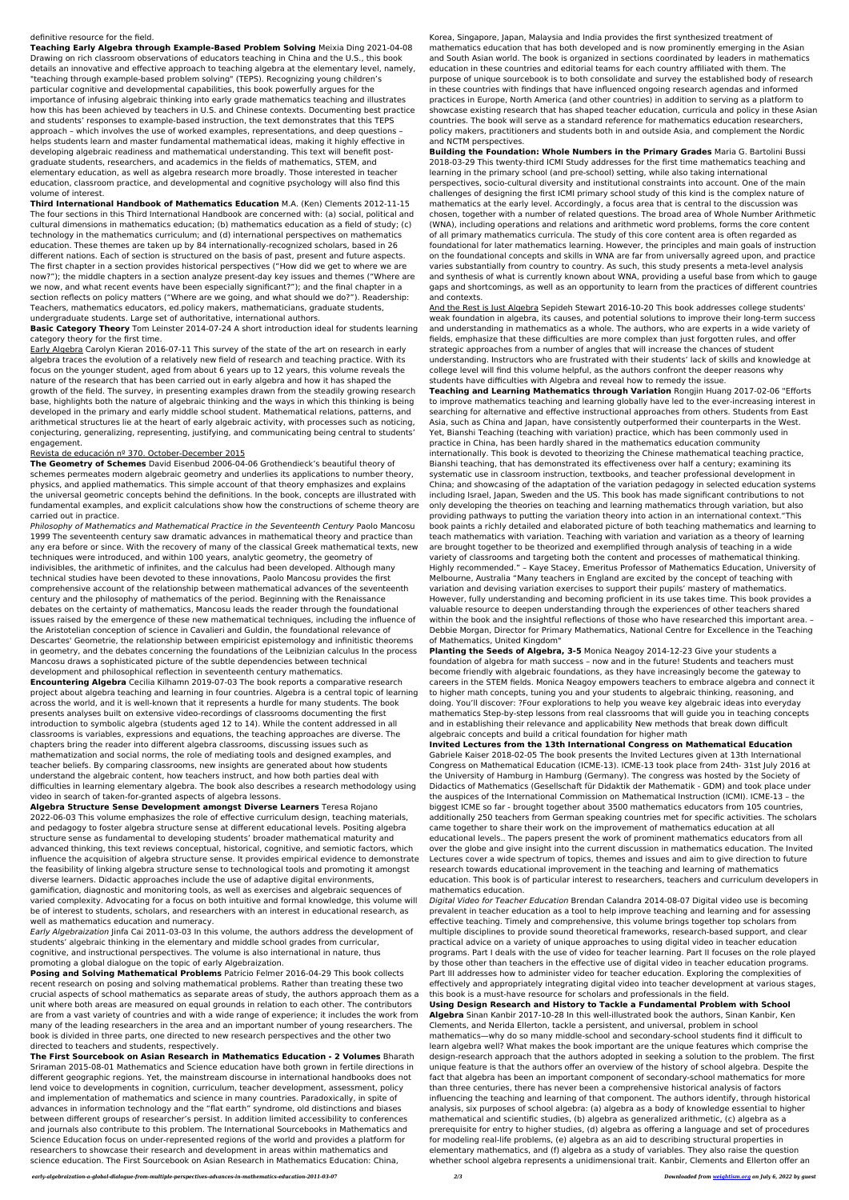definitive resource for the field.

**Teaching Early Algebra through Example-Based Problem Solving** Meixia Ding 2021-04-08 Drawing on rich classroom observations of educators teaching in China and the U.S., this book details an innovative and effective approach to teaching algebra at the elementary level, namely, "teaching through example-based problem solving" (TEPS). Recognizing young children's particular cognitive and developmental capabilities, this book powerfully argues for the importance of infusing algebraic thinking into early grade mathematics teaching and illustrates how this has been achieved by teachers in U.S. and Chinese contexts. Documenting best practice and students' responses to example-based instruction, the text demonstrates that this TEPS approach – which involves the use of worked examples, representations, and deep questions – helps students learn and master fundamental mathematical ideas, making it highly effective in developing algebraic readiness and mathematical understanding. This text will benefit post-graduate students, researchers, and academics in the fields of mathematics, STEM, and elementary education, as well as algebra research more broadly. Those interested in teacher education, classroom practice, and developmental and cognitive psychology will also find this volume of interest.

**Third International Handbook of Mathematics Education** M.A. (Ken) Clements 2012-11-15 The four sections in this Third International Handbook are concerned with: (a) social, political and cultural dimensions in mathematics education; (b) mathematics education as a field of study; (c) technology in the mathematics curriculum; and (d) international perspectives on mathematics education. These themes are taken up by 84 internationally-recognized scholars, based in 26 different nations. Each of section is structured on the basis of past, present and future aspects. The first chapter in a section provides historical perspectives ("How did we get to where we are now?"); the middle chapters in a section analyze present-day key issues and themes ("Where are we now, and what recent events have been especially significant?"); and the final chapter in a section reflects on policy matters ("Where are we going, and what should we do?"). Readership: Teachers, mathematics educators, ed.policy makers, mathematicians, graduate students, undergraduate students. Large set of authoritative, international authors.

**Basic Category Theory** Tom Leinster 2014-07-24 A short introduction ideal for students learning category theory for the first time.

Early Algebra Carolyn Kieran 2016-07-11 This survey of the state of the art on research in early algebra traces the evolution of a relatively new field of research and teaching practice. With its focus on the younger student, aged from about 6 years up to 12 years, this volume reveals the nature of the research that has been carried out in early algebra and how it has shaped the growth of the field. The survey, in presenting examples drawn from the steadily growing research base, highlights both the nature of algebraic thinking and the ways in which this thinking is being developed in the primary and early middle school student. Mathematical relations, patterns, and arithmetical structures lie at the heart of early algebraic activity, with processes such as noticing, conjecturing, generalizing, representing, justifying, and communicating being central to students' engagement.

Revista de educación nº 370. October-December 2015

**The Geometry of Schemes** David Eisenbud 2006-04-06 Grothendieck's beautiful theory of schemes permeates modern algebraic geometry and underlies its applications to number theory, physics, and applied mathematics. This simple account of that theory emphasizes and explains the universal geometric concepts behind the definitions. In the book, concepts are illustrated with fundamental examples, and explicit calculations show how the constructions of scheme theory are carried out in practice.

*Philosophy of Mathematics and Mathematical Practice in the Seventeenth Century* Paolo Mancosu 1999 The seventeenth century saw dramatic advances in mathematical theory and practice than any era before or since. With the recovery of many of the classical Greek mathematical texts, new techniques were introduced, and within 100 years, analytic geometry, the geometry of indivisibles, the arithmetic of infinites, and the calculus had been developed. Although many technical studies have been devoted to these innovations, Paolo Mancosu provides the first comprehensive account of the relationship between mathematical advances of the seventeenth century and the philosophy of mathematics of the period. Beginning with the Renaissance debates on the certainty of mathematics, Mancosu leads the reader through the foundational issues raised by the emergence of these new mathematical techniques, including the influence of the Aristotelian conception of science in Cavalieri and Guldin, the foundational relevance of Descartes' Geometrie, the relationship between empiricist epistemology and infinitistic theorems in geometry, and the debates concerning the foundations of the Leibnizian calculus In the process Mancosu draws a sophisticated picture of the subtle dependencies between technical development and philosophical reflection in seventeenth century mathematics.

**Encountering Algebra** Cecilia Kilhamn 2019-07-03 The book reports a comparative research project about algebra teaching and learning in four countries. Algebra is a central topic of learning across the world, and it is well-known that it represents a hurdle for many students. The book presents analyses built on extensive video-recordings of classrooms documenting the first introduction to symbolic algebra (students aged 12 to 14). While the content addressed in all classrooms is variables, expressions and equations, the teaching approaches are diverse. The chapters bring the reader into different algebra classrooms, discussing issues such as mathematization and social norms, the role of mediating tools and designed examples, and teacher beliefs. By comparing classrooms, new insights are generated about how students understand the algebraic content, how teachers instruct, and how both parties deal with difficulties in learning elementary algebra. The book also describes a research methodology using video in search of taken-for-granted aspects of algebra lessons.

**Algebra Structure Sense Development amongst Diverse Learners** Teresa Rojano 2022-06-03 This volume emphasizes the role of effective curriculum design, teaching materials, and pedagogy to foster algebra structure sense at different educational levels. Positing algebra structure sense as fundamental to developing students' broader mathematical maturity and advanced thinking, this text reviews conceptual, historical, cognitive, and semiotic factors, which influence the acquisition of algebra structure sense. It provides empirical evidence to demonstrate the feasibility of linking algebra structure sense to technological tools and promoting it amongst diverse learners. Didactic approaches include the use of adaptive digital environments, gamification, diagnostic and monitoring tools, as well as exercises and algebraic sequences of varied complexity. Advocating for a focus on both intuitive and formal knowledge, this volume will be of interest to students, scholars, and researchers with an interest in educational research, as well as mathematics education and numeracy.

*Early Algebraization* Jinfa Cai 2011-03-03 In this volume, the authors address the development of students' algebraic thinking in the elementary and middle school grades from curricular, cognitive, and instructional perspectives. The volume is also international in nature, thus promoting a global dialogue on the topic of early Algebraization.

**Posing and Solving Mathematical Problems** Patricio Felmer 2016-04-29 This book collects recent research on posing and solving mathematical problems. Rather than treating these two crucial aspects of school mathematics as separate areas of study, the authors approach them as a unit where both areas are measured on equal grounds in relation to each other. The contributors are from a vast variety of countries and with a wide range of experience; it includes the work from many of the leading researchers in the area and an important number of young researchers. The book is divided in three parts, one directed to new research perspectives and the other two directed to teachers and students, respectively.

**The First Sourcebook on Asian Research in Mathematics Education - 2 Volumes** Bharath Sriraman 2015-08-01 Mathematics and Science education have both grown in fertile directions in different geographic regions. Yet, the mainstream discourse in international handbooks does not lend voice to developments in cognition, curriculum, teacher development, assessment, policy and implementation of mathematics and science in many countries. Paradoxically, in spite of advances in information technology and the "flat earth" syndrome, old distinctions and biases between different groups of researcher's persist. In addition limited accessibility to conferences and journals also contribute to this problem. The International Sourcebooks in Mathematics and Science Education focus on under-represented regions of the world and provides a platform for researchers to showcase their research and development in areas within mathematics and science education. The First Sourcebook on Asian Research in Mathematics Education: China, Korea, Singapore, Japan, Malaysia and India provides the first synthesized treatment of mathematics education that has both developed and is now prominently emerging in the Asian and South Asian world. The book is organized in sections coordinated by leaders in mathematics education in these countries and editorial teams for each country affiliated with them. The purpose of unique sourcebook is to both consolidate and survey the established body of research in these countries with findings that have influenced ongoing research agendas and informed practices in Europe, North America (and other countries) in addition to serving as a platform to showcase existing research that has shaped teacher education, curricula and policy in these Asian countries. The book will serve as a standard reference for mathematics education researchers, policy makers, practitioners and students both in and outside Asia, and complement the Nordic and NCTM perspectives.

**Building the Foundation: Whole Numbers in the Primary Grades** Maria G. Bartolini Bussi 2018-03-29 This twenty-third ICMI Study addresses for the first time mathematics teaching and learning in the primary school (and pre-school) setting, while also taking international perspectives, socio-cultural diversity and institutional constraints into account. One of the main challenges of designing the first ICMI primary school study of this kind is the complex nature of mathematics at the early level. Accordingly, a focus area that is central to the discussion was chosen, together with a number of related questions. The broad area of Whole Number Arithmetic (WNA), including operations and relations and arithmetic word problems, forms the core content of all primary mathematics curricula. The study of this core content area is often regarded as foundational for later mathematics learning. However, the principles and main goals of instruction on the foundational concepts and skills in WNA are far from universally agreed upon, and practice varies substantially from country to country. As such, this study presents a meta-level analysis and synthesis of what is currently known about WNA, providing a useful base from which to gauge gaps and shortcomings, as well as an opportunity to learn from the practices of different countries and contexts.

And the Rest is Just Algebra Sepideh Stewart 2016-10-20 This book addresses college students' weak foundation in algebra, its causes, and potential solutions to improve their long-term success and understanding in mathematics as a whole. The authors, who are experts in a wide variety of fields, emphasize that these difficulties are more complex than just forgotten rules, and offer strategic approaches from a number of angles that will increase the chances of student understanding. Instructors who are frustrated with their students' lack of skills and knowledge at college level will find this volume helpful, as the authors confront the deeper reasons why students have difficulties with Algebra and reveal how to remedy the issue.

**Teaching and Learning Mathematics through Variation** Rongjin Huang 2017-02-06 "Efforts to improve mathematics teaching and learning globally have led to the ever-increasing interest in searching for alternative and effective instructional approaches from others. Students from East Asia, such as China and Japan, have consistently outperformed their counterparts in the West. Yet, Bianshi Teaching (teaching with variation) practice, which has been commonly used in practice in China, has been hardly shared in the mathematics education community internationally. This book is devoted to theorizing the Chinese mathematical teaching practice, Bianshi teaching, that has demonstrated its effectiveness over half a century; examining its systematic use in classroom instruction, textbooks, and teacher professional development in China; and showcasing of the adaptation of the variation pedagogy in selected education systems including Israel, Japan, Sweden and the US. This book has made significant contributions to not only developing the theories on teaching and learning mathematics through variation, but also providing pathways to putting the variation theory into action in an international context."This book paints a richly detailed and elaborated picture of both teaching mathematics and learning to teach mathematics with variation. Teaching with variation and variation as a theory of learning are brought together to be theorized and exemplified through analysis of teaching in a wide variety of classrooms and targeting both the content and processes of mathematical thinking. Highly recommended." – Kaye Stacey, Emeritus Professor of Mathematics Education, University of Melbourne, Australia "Many teachers in England are excited by the concept of teaching with variation and devising variation exercises to support their pupils' mastery of mathematics. However, fully understanding and becoming proficient in its use takes time. This book provides a valuable resource to deepen understanding through the experiences of other teachers shared within the book and the insightful reflections of those who have researched this important area. – Debbie Morgan, Director for Primary Mathematics, National Centre for Excellence in the Teaching of Mathematics, United Kingdom"

**Planting the Seeds of Algebra, 3-5** Monica Neagoy 2014-12-23 Give your students a foundation of algebra for math success – now and in the future! Students and teachers must become friendly with algebraic foundations, as they have increasingly become the gateway to careers in the STEM fields. Monica Neagoy empowers teachers to embrace algebra and connect it to higher math concepts, tuning you and your students to algebraic thinking, reasoning, and doing. You'll discover: ?Four explorations to help you weave key algebraic ideas into everyday mathematics Step-by-step lessons from real classrooms that will guide you in teaching concepts and in establishing their relevance and applicability New methods that break down difficult algebraic concepts and build a critical foundation for higher math

**Invited Lectures from the 13th International Congress on Mathematical Education** Gabriele Kaiser 2018-02-05 The book presents the Invited Lectures given at 13th International Congress on Mathematical Education (ICME-13). ICME-13 took place from 24th- 31st July 2016 at the University of Hamburg in Hamburg (Germany). The congress was hosted by the Society of Didactics of Mathematics (Gesellschaft für Didaktik der Mathematik - GDM) and took place under the auspices of the International Commission on Mathematical Instruction (ICMI). ICME-13 – the biggest ICME so far - brought together about 3500 mathematics educators from 105 countries, additionally 250 teachers from German speaking countries met for specific activities. The scholars came together to share their work on the improvement of mathematics education at all educational levels.. The papers present the work of prominent mathematics educators from all over the globe and give insight into the current discussion in mathematics education. The Invited Lectures cover a wide spectrum of topics, themes and issues and aim to give direction to future research towards educational improvement in the teaching and learning of mathematics education. This book is of particular interest to researchers, teachers and curriculum developers in mathematics education.

*Digital Video for Teacher Education* Brendan Calandra 2014-08-07 Digital video use is becoming prevalent in teacher education as a tool to help improve teaching and learning and for assessing effective teaching. Timely and comprehensive, this volume brings together top scholars from multiple disciplines to provide sound theoretical frameworks, research-based support, and clear practical advice on a variety of unique approaches to using digital video in teacher education programs. Part I deals with the use of video for teacher learning. Part II focuses on the role played by those other than teachers in the effective use of digital video in teacher education programs. Part III addresses how to administer video for teacher education. Exploring the complexities of effectively and appropriately integrating digital video into teacher development at various stages, this book is a must-have resource for scholars and professionals in the field.

**Using Design Research and History to Tackle a Fundamental Problem with School Algebra** Sinan Kanbir 2017-10-28 In this well-illustrated book the authors, Sinan Kanbir, Ken Clements, and Nerida Ellerton, tackle a persistent, and universal, problem in school mathematics—why do so many middle-school and secondary-school students find it difficult to learn algebra well? What makes the book important are the unique features which comprise the design-research approach that the authors adopted in seeking a solution to the problem. The first unique feature is that the authors offer an overview of the history of school algebra. Despite the fact that algebra has been an important component of secondary-school mathematics for more than three centuries, there has never been a comprehensive historical analysis of factors influencing the teaching and learning of that component. The authors identify, through historical analysis, six purposes of school algebra: (a) algebra as a body of knowledge essential to higher mathematical and scientific studies, (b) algebra as generalized arithmetic, (c) algebra as a prerequisite for entry to higher studies, (d) algebra as offering a language and set of procedures for modeling real-life problems, (e) algebra as an aid to describing structural properties in elementary mathematics, and (f) algebra as a study of variables. They also raise the question whether school algebra represents a unidimensional trait. Kanbir, Clements and Ellerton offer an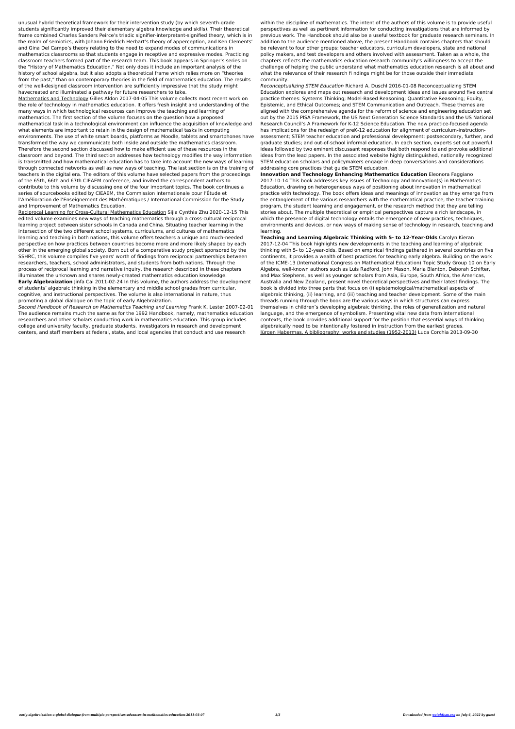unusual hybrid theoretical framework for their intervention study (by which seventh-grade students significantly improved their elementary algebra knowledge and skills). Their theoretical frame combined Charles Sanders Peirce's triadic signifier-interpretant-signified theory, which is in the realm of semiotics, with Johann Friedrich Herbart's theory of apperception, and Ken Clements' and Gina Del Campo's theory relating to the need to expand modes of communications in mathematics classrooms so that students engage in receptive and expressive modes. Practicing classroom teachers formed part of the research team. This book appears in Springer's series on the "History of Mathematics Education." Not only does it include an important analysis of the history of school algebra, but it also adopts a theoretical frame which relies more on "theories from the past," than on contemporary theories in the field of mathematics education. The results of the well-designed classroom intervention are sufficiently impressive that the study might havecreated and illuminated a pathway for future researchers to take.

Mathematics and Technology Gilles Aldon 2017-04-05 This volume collects most recent work on the role of technology in mathematics education. It offers fresh insight and understanding of the many ways in which technological resources can improve the teaching and learning of mathematics. The first section of the volume focuses on the question how a proposed mathematical task in a technological environment can influence the acquisition of knowledge and what elements are important to retain in the design of mathematical tasks in computing environments. The use of white smart boards, platforms as Moodle, tablets and smartphones have transformed the way we communicate both inside and outside the mathematics classroom. Therefore the second section discussed how to make efficient use of these resources in the classroom and beyond. The third section addresses how technology modifies the way information is transmitted and how mathematical education has to take into account the new ways of learning through connected networks as well as new ways of teaching. The last section is on the training of teachers in the digital era. The editors of this volume have selected papers from the proceedings of the 65th, 66th and 67th CIEAEM conference, and invited the correspondent authors to contribute to this volume by discussing one of the four important topics. The book continues a series of sourcebooks edited by CIEAEM, the Commission Internationale pour l'Étude et l'Amélioration de l'Enseignement des Mathématiques / International Commission for the Study and Improvement of Mathematics Education.

Reciprocal Learning for Cross-Cultural Mathematics Education Sijia Cynthia Zhu 2020-12-15 This edited volume examines new ways of teaching mathematics through a cross-cultural reciprocal learning project between sister schools in Canada and China. Situating teacher learning in the intersection of the two different school systems, curriculums, and cultures of mathematics learning and teaching in both nations, this volume offers teachers a unique and much-needed perspective on how practices between countries become more and more likely shaped by each other in the emerging global society. Born out of a comparative study project sponsored by the SSHRC, this volume compiles five years' worth of findings from reciprocal partnerships between researchers, teachers, school administrators, and students from both nations. Through the process of reciprocal learning and narrative inquiry, the research described in these chapters illuminates the unknown and shares newly-created mathematics education knowledge.

**Early Algebraization** Jinfa Cai 2011-02-24 In this volume, the authors address the development of students' algebraic thinking in the elementary and middle school grades from curricular, cognitive, and instructional perspectives. The volume is also international in nature, thus promoting a global dialogue on the topic of early Algebraization.

*Second Handbook of Research on Mathematics Teaching and Learning* Frank K. Lester 2007-02-01 The audience remains much the same as for the 1992 Handbook, namely, mathematics education researchers and other scholars conducting work in mathematics education. This group includes college and university faculty, graduate students, investigators in research and development centers, and staff members at federal, state, and local agencies that conduct and use research within the discipline of mathematics. The intent of the authors of this volume is to provide useful perspectives as well as pertinent information for conducting investigations that are informed by previous work. The Handbook should also be a useful textbook for graduate research seminars. In addition to the audience mentioned above, the present Handbook contains chapters that should be relevant to four other groups: teacher educators, curriculum developers, state and national policy makers, and test developers and others involved with assessment. Taken as a whole, the chapters reflects the mathematics education research community's willingness to accept the challenge of helping the public understand what mathematics education research is all about and what the relevance of their research fi ndings might be for those outside their immediate community.

*Reconceptualizing STEM Education* Richard A. Duschl 2016-01-08 Reconceptualizing STEM Education explores and maps out research and development ideas and issues around five central practice themes: Systems Thinking; Model-Based Reasoning; Quantitative Reasoning; Equity, Epistemic, and Ethical Outcomes; and STEM Communication and Outreach. These themes are aligned with the comprehensive agenda for the reform of science and engineering education set out by the 2015 PISA Framework, the US Next Generation Science Standards and the US National Research Council's A Framework for K-12 Science Education. The new practice-focused agenda has implications for the redesign of preK-12 education for alignment of curriculum-instruction-assessment; STEM teacher education and professional development; postsecondary, further, and graduate studies; and out-of-school informal education. In each section, experts set out powerful ideas followed by two eminent discussant responses that both respond to and provoke additional ideas from the lead papers. In the associated website highly distinguished, nationally recognized STEM education scholars and policymakers engage in deep conversations and considerations addressing core practices that guide STEM education.

**Innovation and Technology Enhancing Mathematics Education** Eleonora Faggiano 2017-10-14 This book addresses key issues of Technology and Innovation(s) in Mathematics Education, drawing on heterogeneous ways of positioning about innovation in mathematical practice with technology. The book offers ideas and meanings of innovation as they emerge from the entanglement of the various researchers with the mathematical practice, the teacher training program, the student learning and engagement, or the research method that they are telling stories about. The multiple theoretical or empirical perspectives capture a rich landscape, in which the presence of digital technology entails the emergence of new practices, techniques, environments and devices, or new ways of making sense of technology in research, teaching and learning.

**Teaching and Learning Algebraic Thinking with 5- to 12-Year-Olds** Carolyn Kieran 2017-12-04 This book highlights new developments in the teaching and learning of algebraic thinking with 5- to 12-year-olds. Based on empirical findings gathered in several countries on five continents, it provides a wealth of best practices for teaching early algebra. Building on the work of the ICME-13 (International Congress on Mathematical Education) Topic Study Group 10 on Early Algebra, well-known authors such as Luis Radford, John Mason, Maria Blanton, Deborah Schifter, and Max Stephens, as well as younger scholars from Asia, Europe, South Africa, the Americas, Australia and New Zealand, present novel theoretical perspectives and their latest findings. The book is divided into three parts that focus on (i) epistemological/mathematical aspects of algebraic thinking, (ii) learning, and (iii) teaching and teacher development. Some of the main threads running through the book are the various ways in which structures can express themselves in children's developing algebraic thinking, the roles of generalization and natural language, and the emergence of symbolism. Presenting vital new data from international contexts, the book provides additional support for the position that essential ways of thinking algebraically need to be intentionally fostered in instruction from the earliest grades.

Jürgen Habermas. A bibliography: works and studies (1952-2013) Luca Corchia 2013-09-30